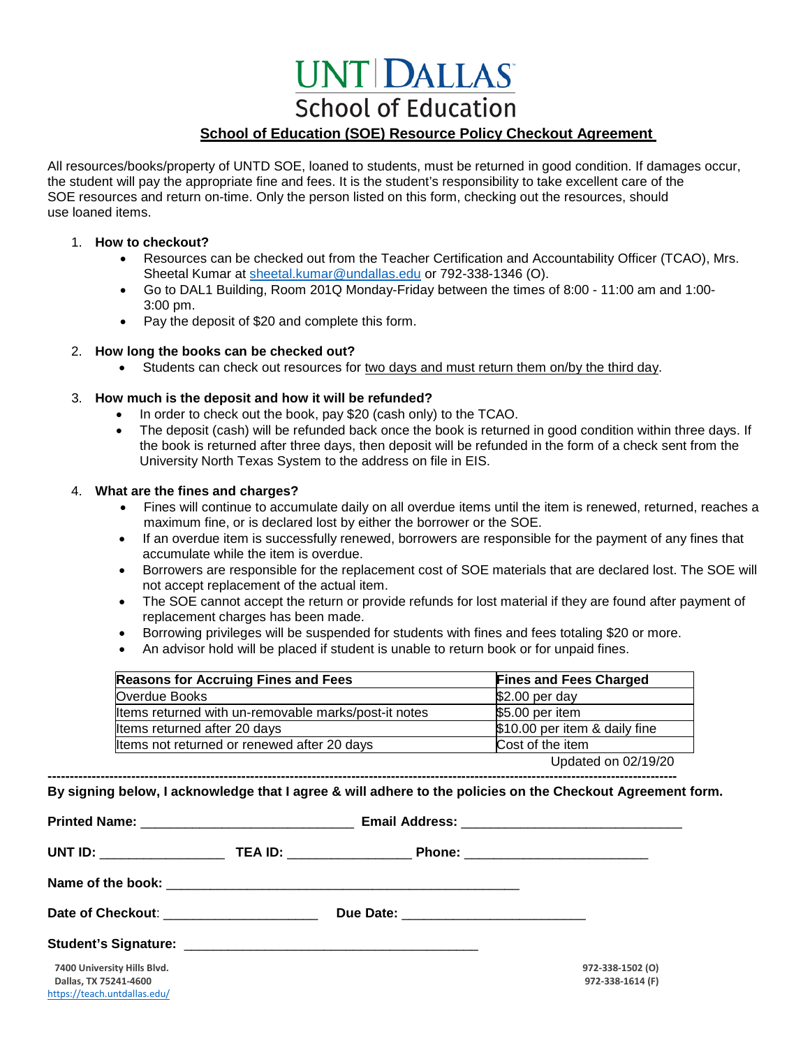# UNT | DALLAS
## School of Education

**School of Education (SOE) Resource Policy Checkout Agreement**

All resources/books/property of UNTD SOE, loaned to students, must be returned in good condition. If damages occur, the student will pay the appropriate fine and fees. It is the student's responsibility to take excellent care of the SOE resources and return on-time. Only the person listed on this form, checking out the resources, should use loaned items.

1. **How to checkout?**
   - Resources can be checked out from the Teacher Certification and Accountability Officer (TCAO), Mrs. Sheetal Kumar at sheetal.kumar@undallas.edu or 792-338-1346 (O).
   - Go to DAL1 Building, Room 201Q Monday-Friday between the times of 8:00 - 11:00 am and 1:00-3:00 pm.
   - Pay the deposit of $20 and complete this form.

2. **How long the books can be checked out?**
   - Students can check out resources for two days and must return them on/by the third day.

3. **How much is the deposit and how it will be refunded?**
   - In order to check out the book, pay $20 (cash only) to the TCAO.
   - The deposit (cash) will be refunded back once the book is returned in good condition within three days. If the book is returned after three days, then deposit will be refunded in the form of a check sent from the University North Texas System to the address on file in EIS.

4. **What are the fines and charges?**
   - Fines will continue to accumulate daily on all overdue items until the item is renewed, returned, reaches a maximum fine, or is declared lost by either the borrower or the SOE.
   - If an overdue item is successfully renewed, borrowers are responsible for the payment of any fines that accumulate while the item is overdue.
   - Borrowers are responsible for the replacement cost of SOE materials that are declared lost. The SOE will not accept replacement of the actual item.
   - The SOE cannot accept the return or provide refunds for lost material if they are found after payment of replacement charges has been made.
   - Borrowing privileges will be suspended for students with fines and fees totaling $20 or more.
   - An advisor hold will be placed if student is unable to return book or for unpaid fines.

| Reasons for Accruing Fines and Fees | Fines and Fees Charged |
|---|---|
| Overdue Books | $2.00 per day |
| Items returned with un-removable marks/post-it notes | $5.00 per item |
| Items returned after 20 days | $10.00 per item & daily fine |
| Items not returned or renewed after 20 days | Cost of the item |

Updated on 02/19/20

---

**By signing below, I acknowledge that I agree & will adhere to the policies on the Checkout Agreement form.**

**Printed Name:** ____________________________ **Email Address:** ____________________________

**UNT ID:** ________________ **TEA ID:** ________________ **Phone:** ________________________

**Name of the book:** ______________________________________________

**Date of Checkout**: ____________________ **Due Date:** ________________________

**Student's Signature:** ______________________________________

7400 University Hills Blvd.
Dallas, TX 75241-4600
https://teach.untdallas.edu/

972-338-1502 (O)
972-338-1614 (F)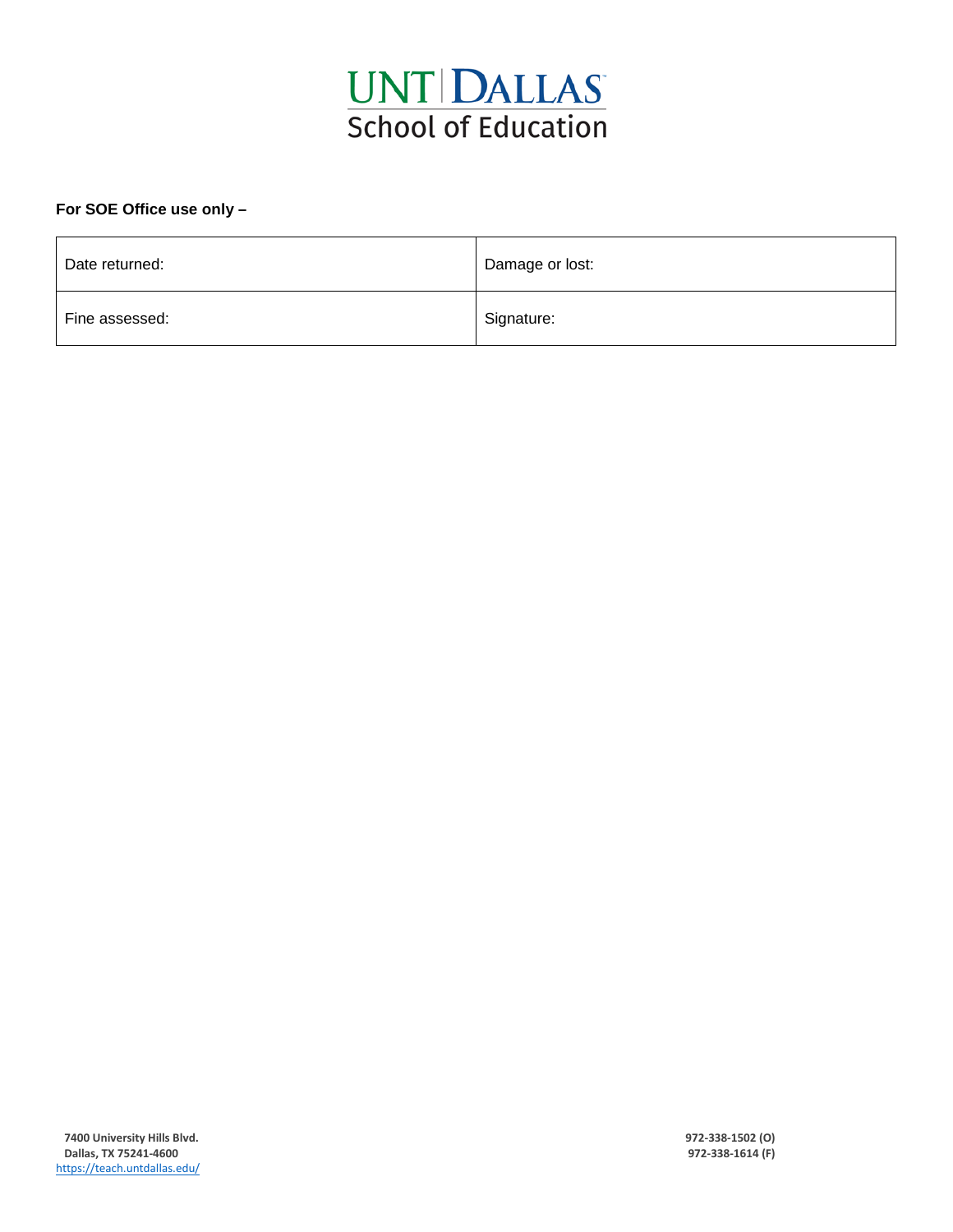UNT DALLAS
School of Education

**For SOE Office use only –**

| | |
|---|---|
| Date returned: | Damage or lost: |
| Fine assessed: | Signature: |

7400 University Hills Blvd.
Dallas, TX 75241-4600
https://teach.untdallas.edu/

972-338-1502 (O)
972-338-1614 (F)